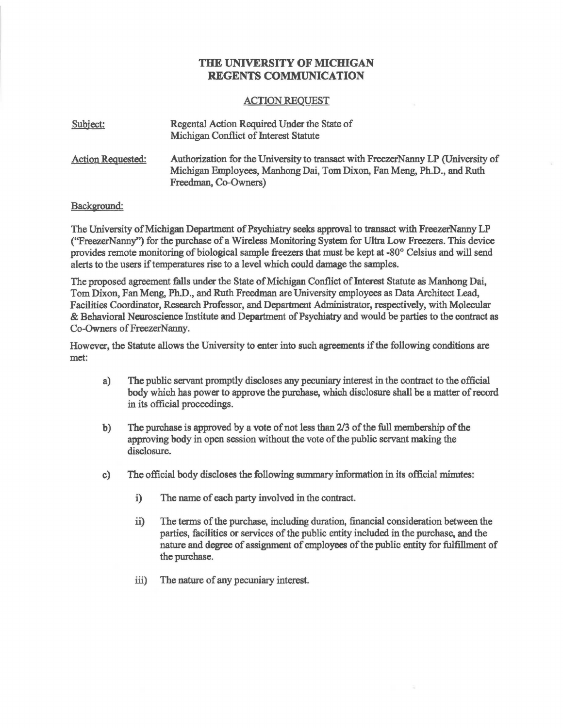# THE UNIVERSITY OF MICHIGAN
# REGENTS COMMUNICATION

## ACTION REQUEST

Subject: Regental Action Required Under the State of Michigan Conflict of Interest Statute

Action Requested: Authorization for the University to transact with FreezerNanny LP (University of Michigan Employees, Manhong Dai, Tom Dixon, Fan Meng, Ph.D., and Ruth Freedman, Co-Owners)

Background:

The University of Michigan Department of Psychiatry seeks approval to transact with FreezerNanny LP ("FreezerNanny") for the purchase of a Wireless Monitoring System for Ultra Low Freezers. This device provides remote monitoring of biological sample freezers that must be kept at -80° Celsius and will send alerts to the users if temperatures rise to a level which could damage the samples.

The proposed agreement falls under the State of Michigan Conflict of Interest Statute as Manhong Dai, Tom Dixon, Fan Meng, Ph.D., and Ruth Freedman are University employees as Data Architect Lead, Facilities Coordinator, Research Professor, and Department Administrator, respectively, with Molecular & Behavioral Neuroscience Institute and Department of Psychiatry and would be parties to the contract as Co-Owners of FreezerNanny.

However, the Statute allows the University to enter into such agreements if the following conditions are met:

a) The public servant promptly discloses any pecuniary interest in the contract to the official body which has power to approve the purchase, which disclosure shall be a matter of record in its official proceedings.

b) The purchase is approved by a vote of not less than 2/3 of the full membership of the approving body in open session without the vote of the public servant making the disclosure.

c) The official body discloses the following summary information in its official minutes:

   i) The name of each party involved in the contract.

   ii) The terms of the purchase, including duration, financial consideration between the parties, facilities or services of the public entity included in the purchase, and the nature and degree of assignment of employees of the public entity for fulfillment of the purchase.

   iii) The nature of any pecuniary interest.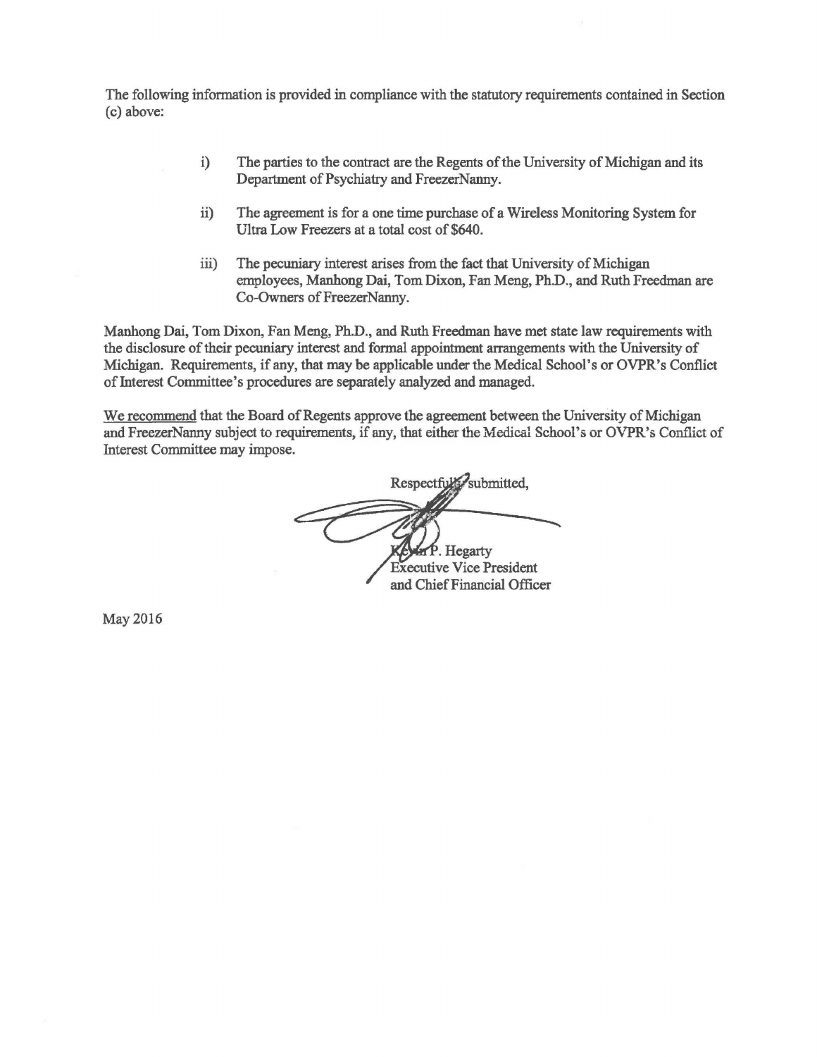The following information is provided in compliance with the statutory requirements contained in Section (c) above:

i) The parties to the contract are the Regents of the University of Michigan and its Department of Psychiatry and FreezerNanny.

ii) The agreement is for a one time purchase of a Wireless Monitoring System for Ultra Low Freezers at a total cost of $640.

iii) The pecuniary interest arises from the fact that University of Michigan employees, Manhong Dai, Tom Dixon, Fan Meng, Ph.D., and Ruth Freedman are Co-Owners of FreezerNanny.

Manhong Dai, Tom Dixon, Fan Meng, Ph.D., and Ruth Freedman have met state law requirements with the disclosure of their pecuniary interest and formal appointment arrangements with the University of Michigan. Requirements, if any, that may be applicable under the Medical School's or OVPR's Conflict of Interest Committee's procedures are separately analyzed and managed.

We recommend that the Board of Regents approve the agreement between the University of Michigan and FreezerNanny subject to requirements, if any, that either the Medical School's or OVPR's Conflict of Interest Committee may impose.

Respectfully submitted,

Kevin P. Hegarty
Executive Vice President
and Chief Financial Officer

May 2016